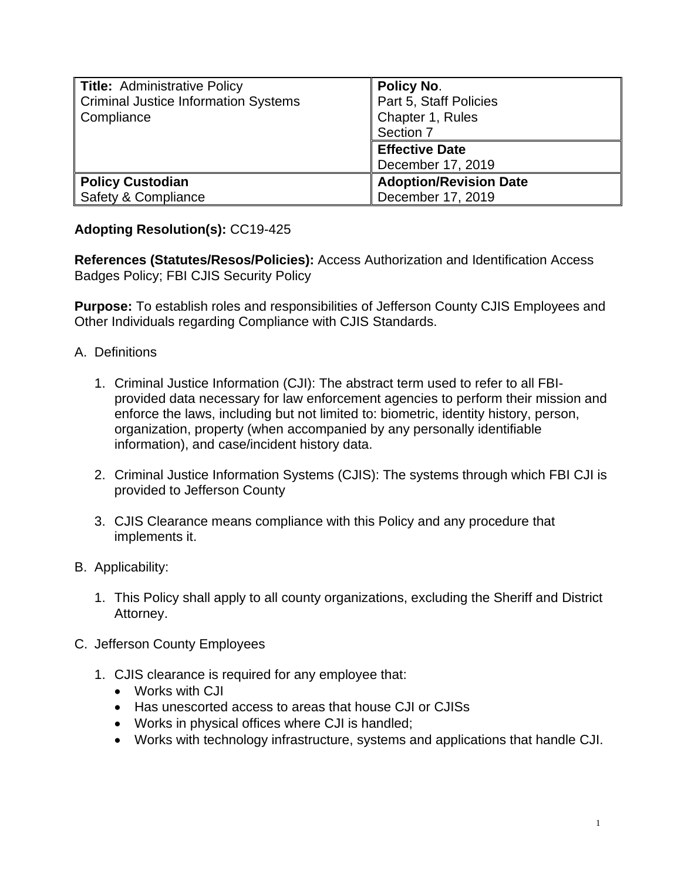| **Title:** Administrative Policy<br>Criminal Justice Information Systems Compliance | **Policy No.**<br>Part 5, Staff Policies<br>Chapter 1, Rules<br>Section 7 |
| --- | --- |
| | **Effective Date**<br>December 17, 2019 |
| **Policy Custodian**<br>Safety & Compliance | **Adoption/Revision Date**<br>December 17, 2019 |

**Adopting Resolution(s):** CC19-425

**References (Statutes/Resos/Policies):** Access Authorization and Identification Access Badges Policy; FBI CJIS Security Policy

**Purpose:** To establish roles and responsibilities of Jefferson County CJIS Employees and Other Individuals regarding Compliance with CJIS Standards.

A. Definitions

1. Criminal Justice Information (CJI): The abstract term used to refer to all FBI-provided data necessary for law enforcement agencies to perform their mission and enforce the laws, including but not limited to: biometric, identity history, person, organization, property (when accompanied by any personally identifiable information), and case/incident history data.

2. Criminal Justice Information Systems (CJIS): The systems through which FBI CJI is provided to Jefferson County

3. CJIS Clearance means compliance with this Policy and any procedure that implements it.

B. Applicability:

1. This Policy shall apply to all county organizations, excluding the Sheriff and District Attorney.

C. Jefferson County Employees

1. CJIS clearance is required for any employee that:
   - Works with CJI
   - Has unescorted access to areas that house CJI or CJISs
   - Works in physical offices where CJI is handled;
   - Works with technology infrastructure, systems and applications that handle CJI.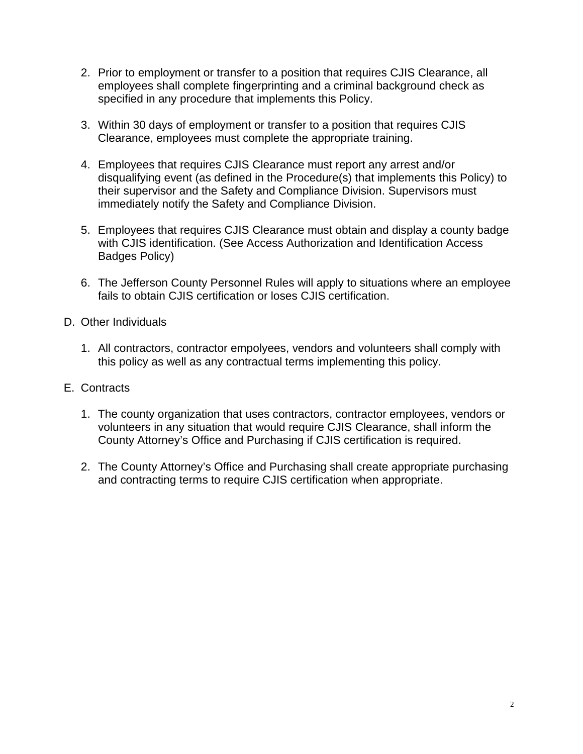2. Prior to employment or transfer to a position that requires CJIS Clearance, all employees shall complete fingerprinting and a criminal background check as specified in any procedure that implements this Policy.

3. Within 30 days of employment or transfer to a position that requires CJIS Clearance, employees must complete the appropriate training.

4. Employees that requires CJIS Clearance must report any arrest and/or disqualifying event (as defined in the Procedure(s) that implements this Policy) to their supervisor and the Safety and Compliance Division. Supervisors must immediately notify the Safety and Compliance Division.

5. Employees that requires CJIS Clearance must obtain and display a county badge with CJIS identification. (See Access Authorization and Identification Access Badges Policy)

6. The Jefferson County Personnel Rules will apply to situations where an employee fails to obtain CJIS certification or loses CJIS certification.

D. Other Individuals

   1. All contractors, contractor empolyees, vendors and volunteers shall comply with this policy as well as any contractual terms implementing this policy.

E. Contracts

   1. The county organization that uses contractors, contractor employees, vendors or volunteers in any situation that would require CJIS Clearance, shall inform the County Attorney's Office and Purchasing if CJIS certification is required.

   2. The County Attorney's Office and Purchasing shall create appropriate purchasing and contracting terms to require CJIS certification when appropriate.